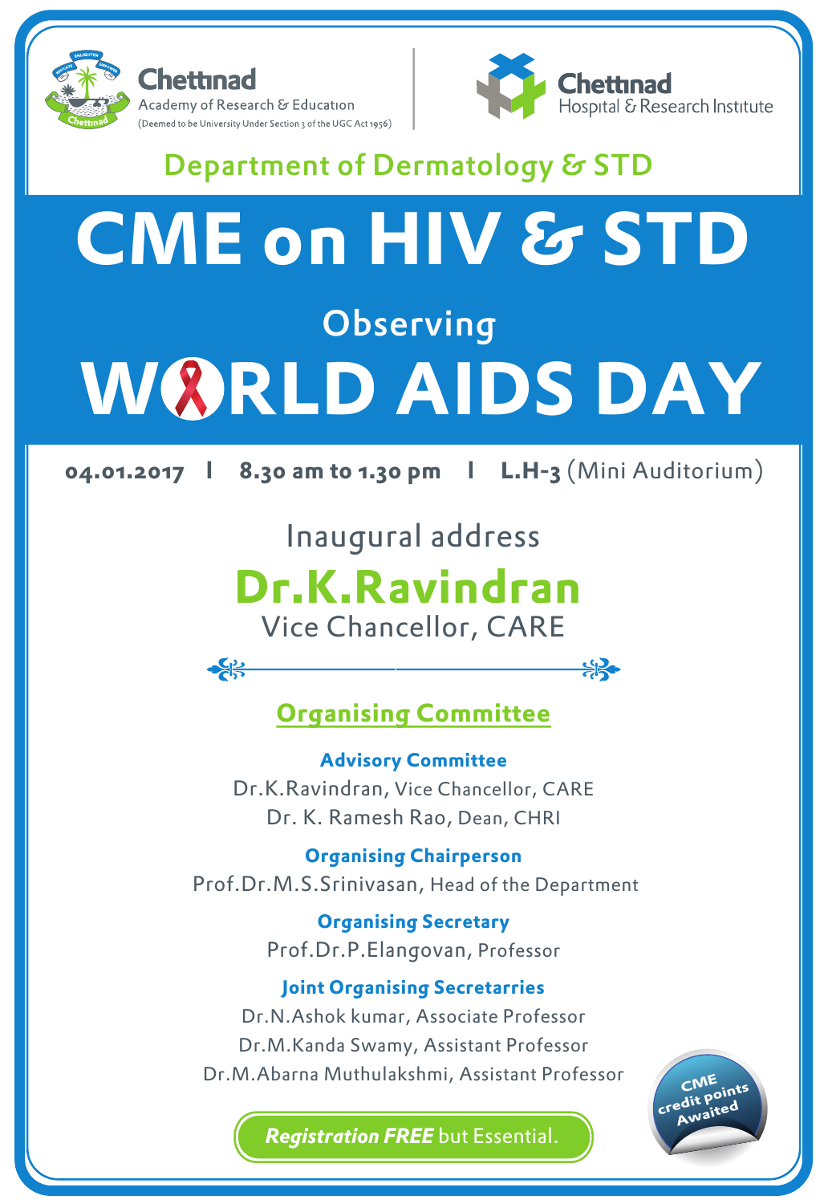Chettinad Academy of Research & Education
(Deemed to be University Under Section 3 of the UGC Act 1956)

Chettinad Hospital & Research Institute

## Department of Dermatology & STD

# CME on HIV & STD

## Observing

# WORLD AIDS DAY

**04.01.2017** | **8.30 am to 1.30 pm** | **L.H-3** (Mini Auditorium)

Inaugural address

## Dr.K.Ravindran

Vice Chancellor, CARE

## Organising Committee

**Advisory Committee**

Dr.K.Ravindran, Vice Chancellor, CARE

Dr. K. Ramesh Rao, Dean, CHRI

**Organising Chairperson**

Prof.Dr.M.S.Srinivasan, Head of the Department

**Organising Secretary**

Prof.Dr.P.Elangovan, Professor

**Joint Organising Secretarries**

Dr.N.Ashok kumar, Associate Professor

Dr.M.Kanda Swamy, Assistant Professor

Dr.M.Abarna Muthulakshmi, Assistant Professor

***Registration FREE*** but Essential.

CME credit points Awaited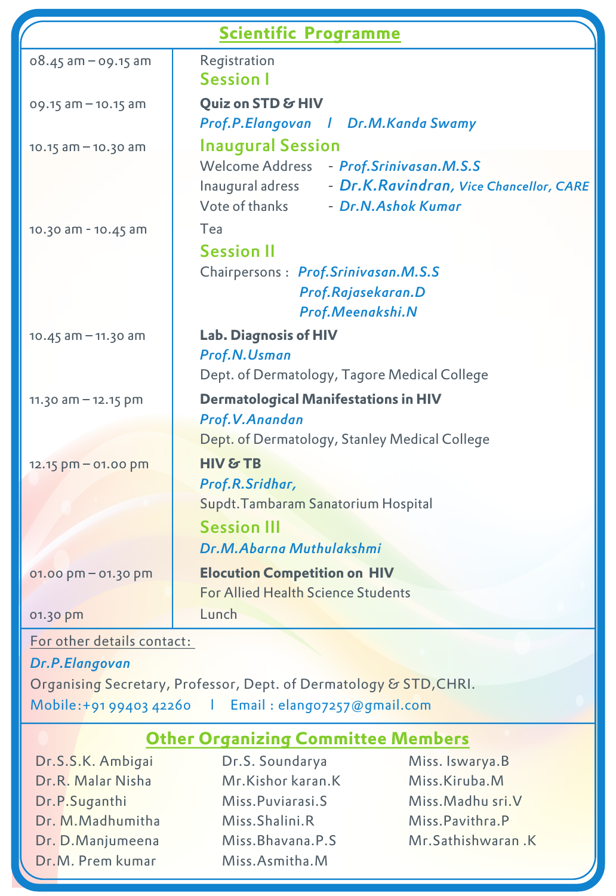## Scientific Programme

| Time | Programme |
|---|---|
| 08.45 am – 09.15 am | Registration |
| | **Session I** |
| 09.15 am – 10.15 am | **Quiz on STD & HIV**<br>*Prof.P.Elangovan I Dr.M.Kanda Swamy* |
| 10.15 am – 10.30 am | **Inaugural Session**<br>Welcome Address - *Prof.Srinivasan.M.S.S*<br>Inaugural adress - *Dr.K.Ravindran, Vice Chancellor, CARE*<br>Vote of thanks - *Dr.N.Ashok Kumar* |
| 10.30 am - 10.45 am | Tea |
| | **Session II**<br>Chairpersons : *Prof.Srinivasan.M.S.S*<br>*Prof.Rajasekaran.D*<br>*Prof.Meenakshi.N* |
| 10.45 am – 11.30 am | **Lab. Diagnosis of HIV**<br>*Prof.N.Usman*<br>Dept. of Dermatology, Tagore Medical College |
| 11.30 am – 12.15 pm | **Dermatological Manifestations in HIV**<br>*Prof.V.Anandan*<br>Dept. of Dermatology, Stanley Medical College |
| 12.15 pm – 01.00 pm | **HIV & TB**<br>*Prof.R.Sridhar,*<br>Supdt.Tambaram Sanatorium Hospital |
| | **Session III**<br>*Dr.M.Abarna Muthulakshmi* |
| 01.00 pm – 01.30 pm | **Elocution Competition on HIV**<br>For Allied Health Science Students |
| 01.30 pm | Lunch |

For other details contact:

*Dr.P.Elangovan*

Organising Secretary, Professor, Dept. of Dermatology & STD,CHRI.

Mobile:+91 99403 42260 I Email : elango7257@gmail.com

## Other Organizing Committee Members

- Dr.S.S.K. Ambigai
- Dr.R. Malar Nisha
- Dr.P.Suganthi
- Dr. M.Madhumitha
- Dr. D.Manjumeena
- Dr.M. Prem kumar
- Dr.S. Soundarya
- Mr.Kishor karan.K
- Miss.Puviarasi.S
- Miss.Shalini.R
- Miss.Bhavana.P.S
- Miss.Asmitha.M
- Miss. Iswarya.B
- Miss.Kiruba.M
- Miss.Madhu sri.V
- Miss.Pavithra.P
- Mr.Sathishwaran .K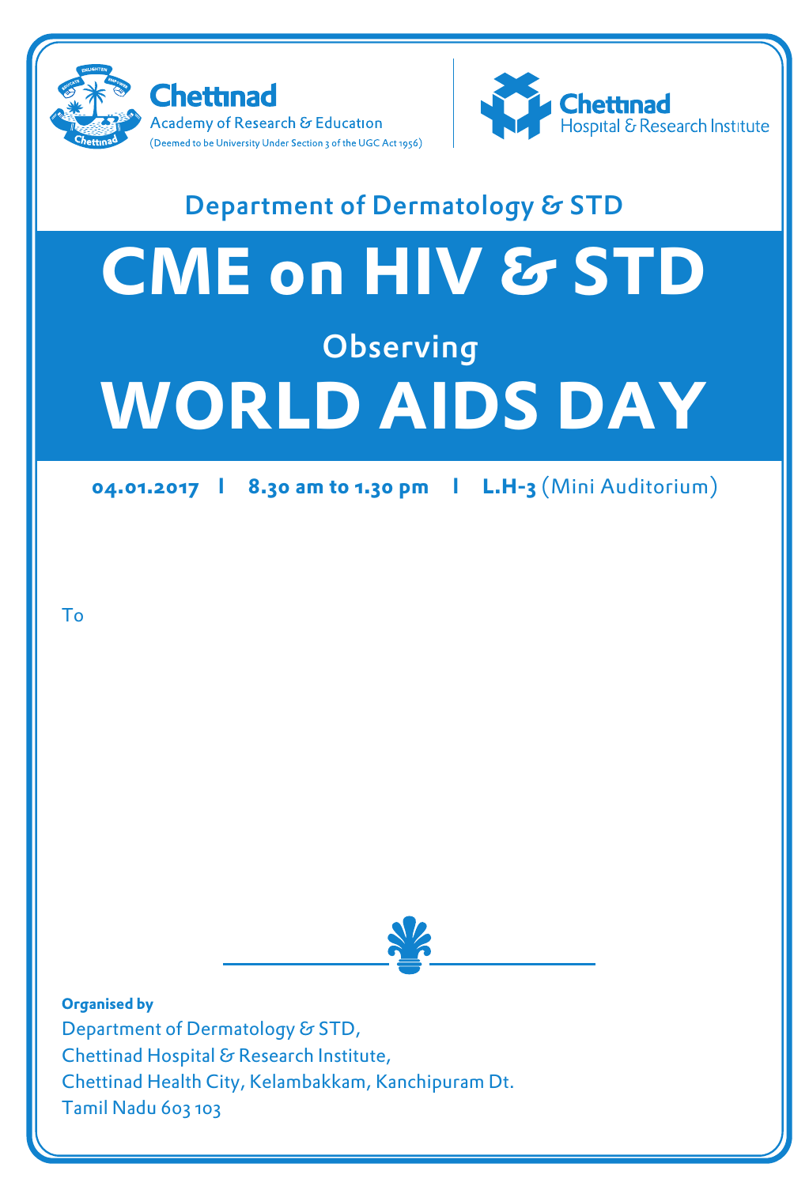Chettinad Academy of Research & Education
(Deemed to be University Under Section 3 of the UGC Act 1956)

Chettinad Hospital & Research Institute

## Department of Dermatology & STD

# CME on HIV & STD

Observing

# WORLD AIDS DAY

**04.01.2017** | **8.30 am to 1.30 pm** | **L.H-3** (Mini Auditorium)

To

**Organised by**

Department of Dermatology & STD,
Chettinad Hospital & Research Institute,
Chettinad Health City, Kelambakkam, Kanchipuram Dt.
Tamil Nadu 603 103